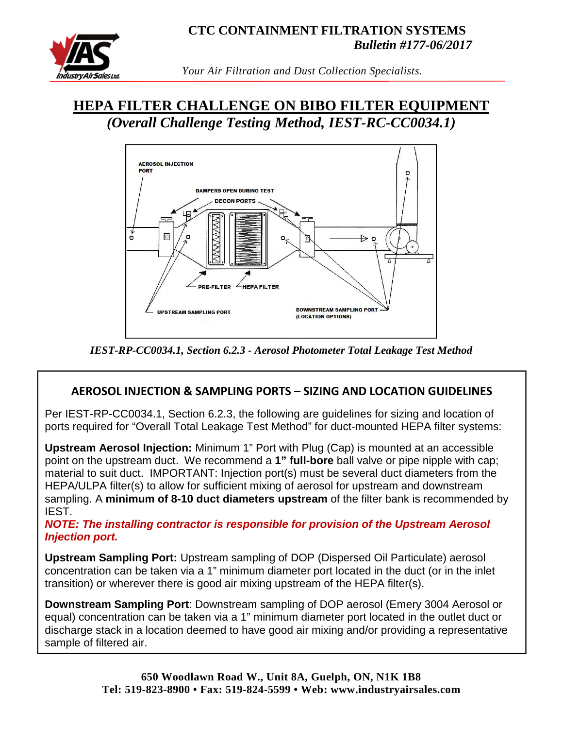**CTC CONTAINMENT FILTRATION SYSTEMS**

***Bulletin #177-06/2017***

*Your Air Filtration and Dust Collection Specialists.*

# HEPA FILTER CHALLENGE ON BIBO FILTER EQUIPMENT

## *(Overall Challenge Testing Method, IEST-RC-CC0034.1)*

AEROSOL INJECTION PORT
DAMPERS OPEN DURING TEST
DECON PORTS
PRE-FILTER
HEPA FILTER
UPSTREAM SAMPLING PORT
DOWNSTREAM SAMPLING PORT (LOCATION OPTIONS)

*IEST-RP-CC0034.1, Section 6.2.3 - Aerosol Photometer Total Leakage Test Method*

## AEROSOL INJECTION & SAMPLING PORTS – SIZING AND LOCATION GUIDELINES

Per IEST-RP-CC0034.1, Section 6.2.3, the following are guidelines for sizing and location of ports required for "Overall Total Leakage Test Method" for duct-mounted HEPA filter systems:

**Upstream Aerosol Injection:** Minimum 1" Port with Plug (Cap) is mounted at an accessible point on the upstream duct. We recommend a **1" full-bore** ball valve or pipe nipple with cap; material to suit duct. IMPORTANT: Injection port(s) must be several duct diameters from the HEPA/ULPA filter(s) to allow for sufficient mixing of aerosol for upstream and downstream sampling. A **minimum of 8-10 duct diameters upstream** of the filter bank is recommended by IEST.
***NOTE: The installing contractor is responsible for provision of the Upstream Aerosol Injection port.***

**Upstream Sampling Port:** Upstream sampling of DOP (Dispersed Oil Particulate) aerosol concentration can be taken via a 1" minimum diameter port located in the duct (or in the inlet transition) or wherever there is good air mixing upstream of the HEPA filter(s).

**Downstream Sampling Port**: Downstream sampling of DOP aerosol (Emery 3004 Aerosol or equal) concentration can be taken via a 1" minimum diameter port located in the outlet duct or discharge stack in a location deemed to have good air mixing and/or providing a representative sample of filtered air.

**650 Woodlawn Road W., Unit 8A, Guelph, ON, N1K 1B8**
**Tel: 519-823-8900 • Fax: 519-824-5599 • Web: www.industryairsales.com**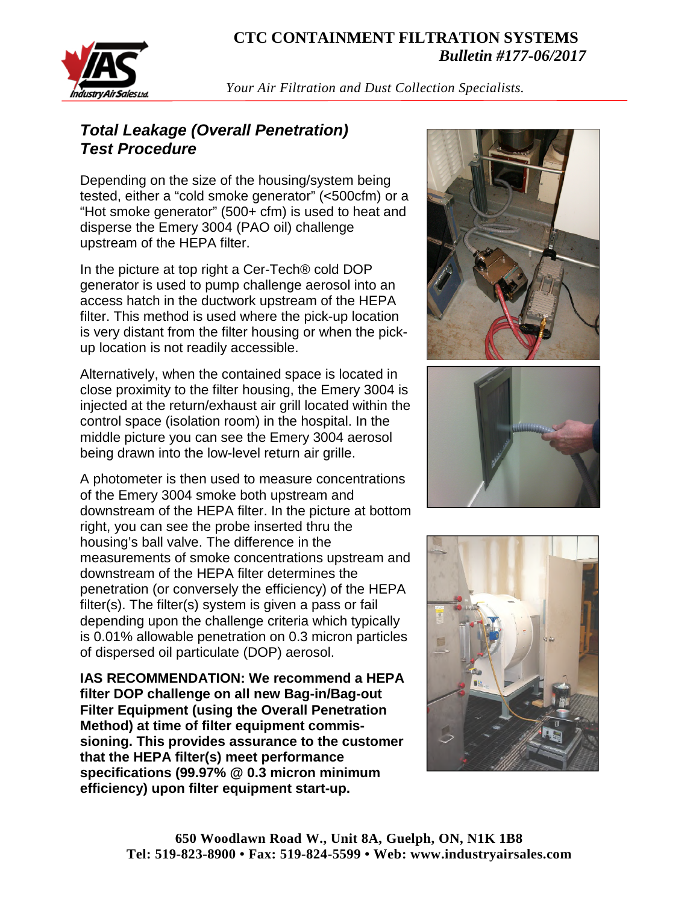# CTC CONTAINMENT FILTRATION SYSTEMS

***Bulletin #177-06/2017***

*Your Air Filtration and Dust Collection Specialists.*

## ***Total Leakage (Overall Penetration) Test Procedure***

Depending on the size of the housing/system being tested, either a "cold smoke generator" (<500cfm) or a "Hot smoke generator" (500+ cfm) is used to heat and disperse the Emery 3004 (PAO oil) challenge upstream of the HEPA filter.

In the picture at top right a Cer-Tech® cold DOP generator is used to pump challenge aerosol into an access hatch in the ductwork upstream of the HEPA filter. This method is used where the pick-up location is very distant from the filter housing or when the pick-up location is not readily accessible.

Alternatively, when the contained space is located in close proximity to the filter housing, the Emery 3004 is injected at the return/exhaust air grill located within the control space (isolation room) in the hospital. In the middle picture you can see the Emery 3004 aerosol being drawn into the low-level return air grille.

A photometer is then used to measure concentrations of the Emery 3004 smoke both upstream and downstream of the HEPA filter. In the picture at bottom right, you can see the probe inserted thru the housing's ball valve. The difference in the measurements of smoke concentrations upstream and downstream of the HEPA filter determines the penetration (or conversely the efficiency) of the HEPA filter(s). The filter(s) system is given a pass or fail depending upon the challenge criteria which typically is 0.01% allowable penetration on 0.3 micron particles of dispersed oil particulate (DOP) aerosol.

**IAS RECOMMENDATION: We recommend a HEPA filter DOP challenge on all new Bag-in/Bag-out Filter Equipment (using the Overall Penetration Method) at time of filter equipment commissioning. This provides assurance to the customer that the HEPA filter(s) meet performance specifications (99.97% @ 0.3 micron minimum efficiency) upon filter equipment start-up.**

**650 Woodlawn Road W., Unit 8A, Guelph, ON, N1K 1B8**
**Tel: 519-823-8900 • Fax: 519-824-5599 • Web: www.industryairsales.com**